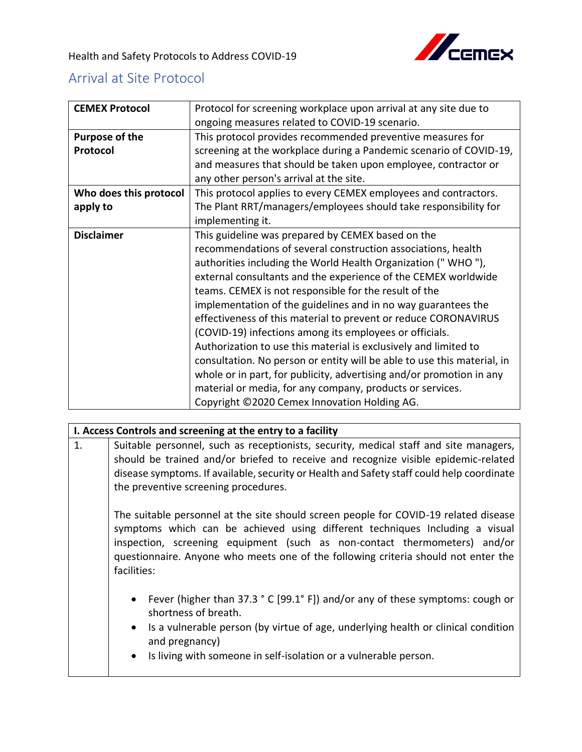Health and Safety Protocols to Address COVID-19

## Arrival at Site Protocol

| **CEMEX Protocol** | Protocol for screening workplace upon arrival at any site due to ongoing measures related to COVID-19 scenario. |
|---|---|
| **Purpose of the Protocol** | This protocol provides recommended preventive measures for screening at the workplace during a Pandemic scenario of COVID-19, and measures that should be taken upon employee, contractor or any other person's arrival at the site. |
| **Who does this protocol apply to** | This protocol applies to every CEMEX employees and contractors. The Plant RRT/managers/employees should take responsibility for implementing it. |
| **Disclaimer** | This guideline was prepared by CEMEX based on the recommendations of several construction associations, health authorities including the World Health Organization (" WHO "), external consultants and the experience of the CEMEX worldwide teams. CEMEX is not responsible for the result of the implementation of the guidelines and in no way guarantees the effectiveness of this material to prevent or reduce CORONAVIRUS (COVID-19) infections among its employees or officials. Authorization to use this material is exclusively and limited to consultation. No person or entity will be able to use this material, in whole or in part, for publicity, advertising and/or promotion in any material or media, for any company, products or services. Copyright ©2020 Cemex Innovation Holding AG. |

| **I. Access Controls and screening at the entry to a facility** | |
|---|---|
| 1. | Suitable personnel, such as receptionists, security, medical staff and site managers, should be trained and/or briefed to receive and recognize visible epidemic-related disease symptoms. If available, security or Health and Safety staff could help coordinate the preventive screening procedures.<br><br>The suitable personnel at the site should screen people for COVID-19 related disease symptoms which can be achieved using different techniques Including a visual inspection, screening equipment (such as non-contact thermometers) and/or questionnaire. Anyone who meets one of the following criteria should not enter the facilities:<br><br>• Fever (higher than 37.3 ° C [99.1° F]) and/or any of these symptoms: cough or shortness of breath.<br>• Is a vulnerable person (by virtue of age, underlying health or clinical condition and pregnancy)<br>• Is living with someone in self-isolation or a vulnerable person. |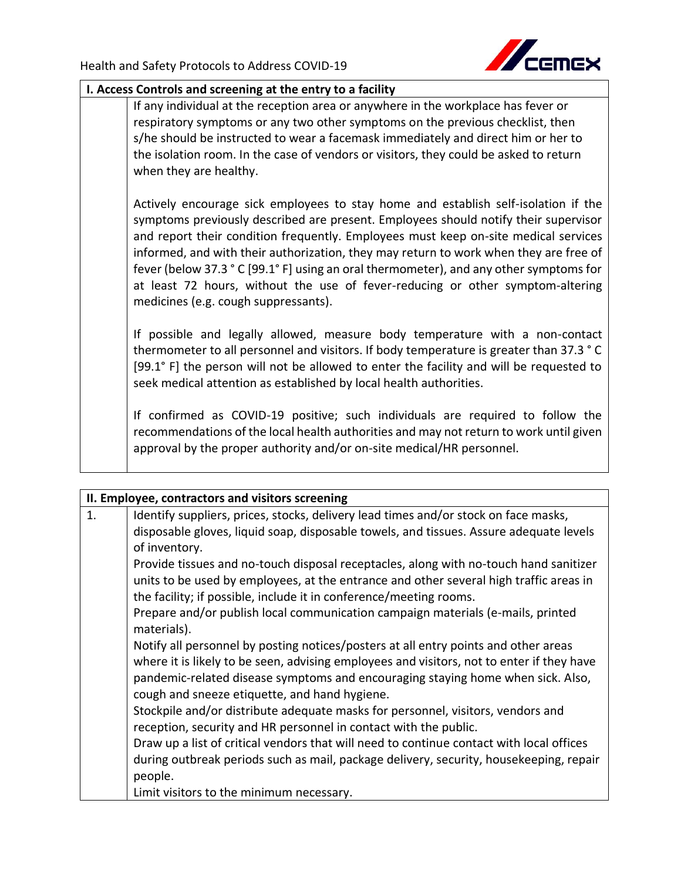| I. Access Controls and screening at the entry to a facility | |
|---|---|
| | If any individual at the reception area or anywhere in the workplace has fever or respiratory symptoms or any two other symptoms on the previous checklist, then s/he should be instructed to wear a facemask immediately and direct him or her to the isolation room. In the case of vendors or visitors, they could be asked to return when they are healthy.<br><br>Actively encourage sick employees to stay home and establish self-isolation if the symptoms previously described are present. Employees should notify their supervisor and report their condition frequently. Employees must keep on-site medical services informed, and with their authorization, they may return to work when they are free of fever (below 37.3 ° C [99.1° F] using an oral thermometer), and any other symptoms for at least 72 hours, without the use of fever-reducing or other symptom-altering medicines (e.g. cough suppressants).<br><br>If possible and legally allowed, measure body temperature with a non-contact thermometer to all personnel and visitors. If body temperature is greater than 37.3 ° C [99.1° F] the person will not be allowed to enter the facility and will be requested to seek medical attention as established by local health authorities.<br><br>If confirmed as COVID-19 positive; such individuals are required to follow the recommendations of the local health authorities and may not return to work until given approval by the proper authority and/or on-site medical/HR personnel. |

| II. Employee, contractors and visitors screening | |
|---|---|
| 1. | Identify suppliers, prices, stocks, delivery lead times and/or stock on face masks, disposable gloves, liquid soap, disposable towels, and tissues. Assure adequate levels of inventory.<br>Provide tissues and no-touch disposal receptacles, along with no-touch hand sanitizer units to be used by employees, at the entrance and other several high traffic areas in the facility; if possible, include it in conference/meeting rooms.<br>Prepare and/or publish local communication campaign materials (e-mails, printed materials).<br>Notify all personnel by posting notices/posters at all entry points and other areas where it is likely to be seen, advising employees and visitors, not to enter if they have pandemic-related disease symptoms and encouraging staying home when sick. Also, cough and sneeze etiquette, and hand hygiene.<br>Stockpile and/or distribute adequate masks for personnel, visitors, vendors and reception, security and HR personnel in contact with the public.<br>Draw up a list of critical vendors that will need to continue contact with local offices during outbreak periods such as mail, package delivery, security, housekeeping, repair people.<br>Limit visitors to the minimum necessary. |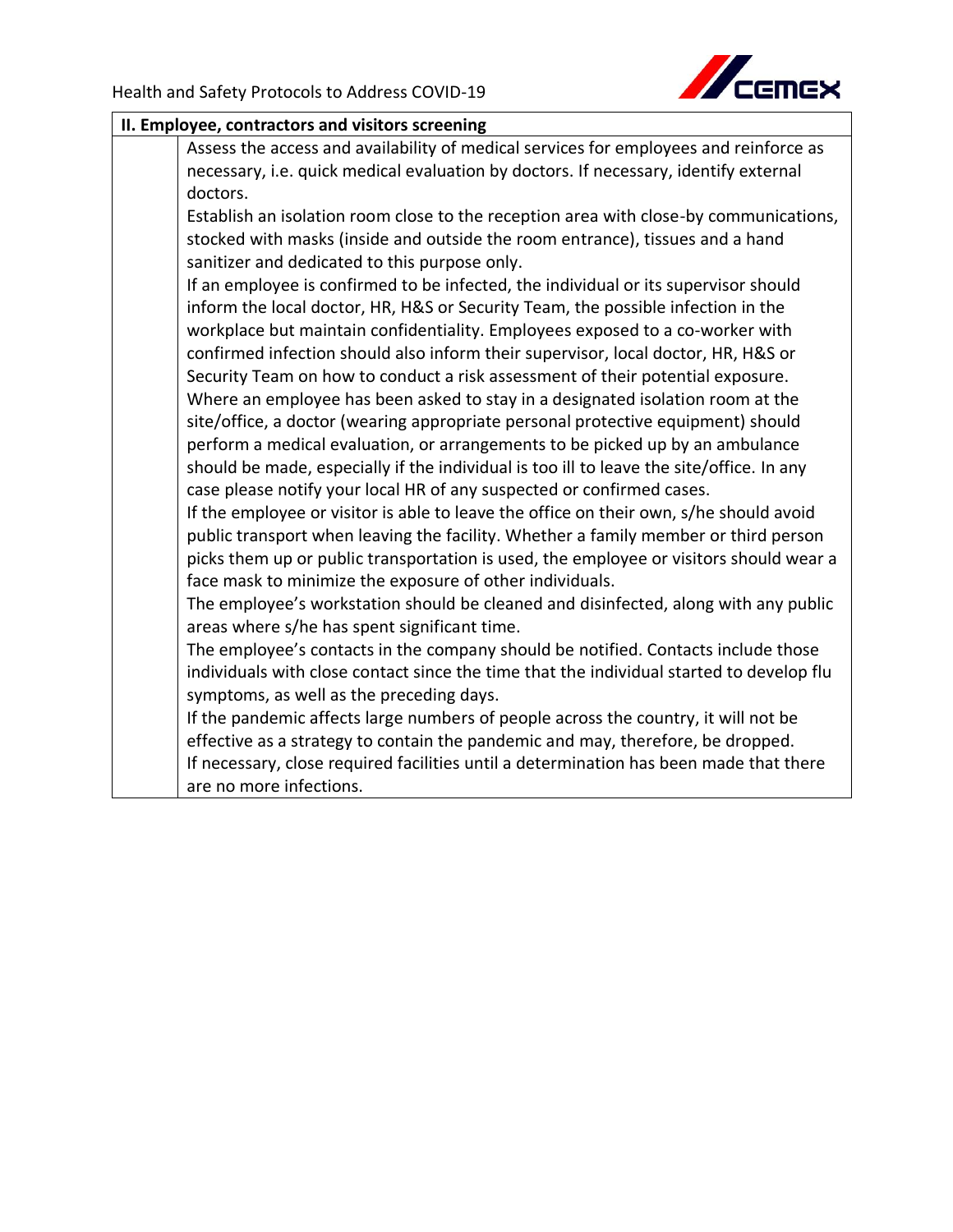| II. Employee, contractors and visitors screening | |
|---|---|
| | Assess the access and availability of medical services for employees and reinforce as necessary, i.e. quick medical evaluation by doctors. If necessary, identify external doctors.<br>Establish an isolation room close to the reception area with close-by communications, stocked with masks (inside and outside the room entrance), tissues and a hand sanitizer and dedicated to this purpose only.<br>If an employee is confirmed to be infected, the individual or its supervisor should inform the local doctor, HR, H&S or Security Team, the possible infection in the workplace but maintain confidentiality. Employees exposed to a co-worker with confirmed infection should also inform their supervisor, local doctor, HR, H&S or Security Team on how to conduct a risk assessment of their potential exposure.<br>Where an employee has been asked to stay in a designated isolation room at the site/office, a doctor (wearing appropriate personal protective equipment) should perform a medical evaluation, or arrangements to be picked up by an ambulance should be made, especially if the individual is too ill to leave the site/office. In any case please notify your local HR of any suspected or confirmed cases.<br>If the employee or visitor is able to leave the office on their own, s/he should avoid public transport when leaving the facility. Whether a family member or third person picks them up or public transportation is used, the employee or visitors should wear a face mask to minimize the exposure of other individuals.<br>The employee's workstation should be cleaned and disinfected, along with any public areas where s/he has spent significant time.<br>The employee's contacts in the company should be notified. Contacts include those individuals with close contact since the time that the individual started to develop flu symptoms, as well as the preceding days.<br>If the pandemic affects large numbers of people across the country, it will not be effective as a strategy to contain the pandemic and may, therefore, be dropped.<br>If necessary, close required facilities until a determination has been made that there are no more infections. |